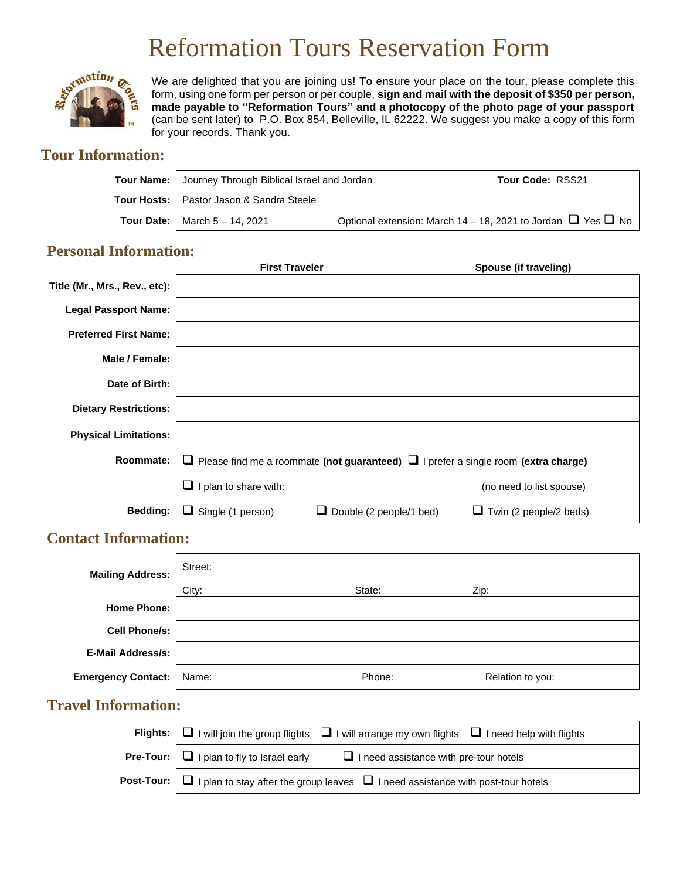# Reformation Tours Reservation Form

We are delighted that you are joining us! To ensure your place on the tour, please complete this form, using one form per person or per couple, **sign and mail with the deposit of $350 per person, made payable to "Reformation Tours" and a photocopy of the photo page of your passport** (can be sent later) to P.O. Box 854, Belleville, IL 62222. We suggest you make a copy of this form for your records. Thank you.

## Tour Information:

| | | |
|---|---|---|
| **Tour Name:** | Journey Through Biblical Israel and Jordan | **Tour Code:** RSS21 |
| **Tour Hosts:** | Pastor Jason & Sandra Steele | |
| **Tour Date:** | March 5 – 14, 2021 | Optional extension: March 14 – 18, 2021 to Jordan ❑ Yes ❑ No |

## Personal Information:

| | **First Traveler** | **Spouse (if traveling)** |
|---|---|---|
| **Title (Mr., Mrs., Rev., etc):** | | |
| **Legal Passport Name:** | | |
| **Preferred First Name:** | | |
| **Male / Female:** | | |
| **Date of Birth:** | | |
| **Dietary Restrictions:** | | |
| **Physical Limitations:** | | |
| **Roommate:** | ❑ Please find me a roommate **(not guaranteed)** | ❑ I prefer a single room **(extra charge)** |
| | ❑ I plan to share with: | (no need to list spouse) |
| **Bedding:** | ❑ Single (1 person) ❑ Double (2 people/1 bed) | ❑ Twin (2 people/2 beds) |

## Contact Information:

| | | | |
|---|---|---|---|
| **Mailing Address:** | Street: | | |
| | City: | State: | Zip: |
| **Home Phone:** | | | |
| **Cell Phone/s:** | | | |
| **E-Mail Address/s:** | | | |
| **Emergency Contact:** | Name: | Phone: | Relation to you: |

## Travel Information:

| | | | |
|---|---|---|---|
| **Flights:** | ❑ I will join the group flights | ❑ I will arrange my own flights | ❑ I need help with flights |
| **Pre-Tour:** | ❑ I plan to fly to Israel early | ❑ I need assistance with pre-tour hotels | |
| **Post-Tour:** | ❑ I plan to stay after the group leaves | ❑ I need assistance with post-tour hotels | |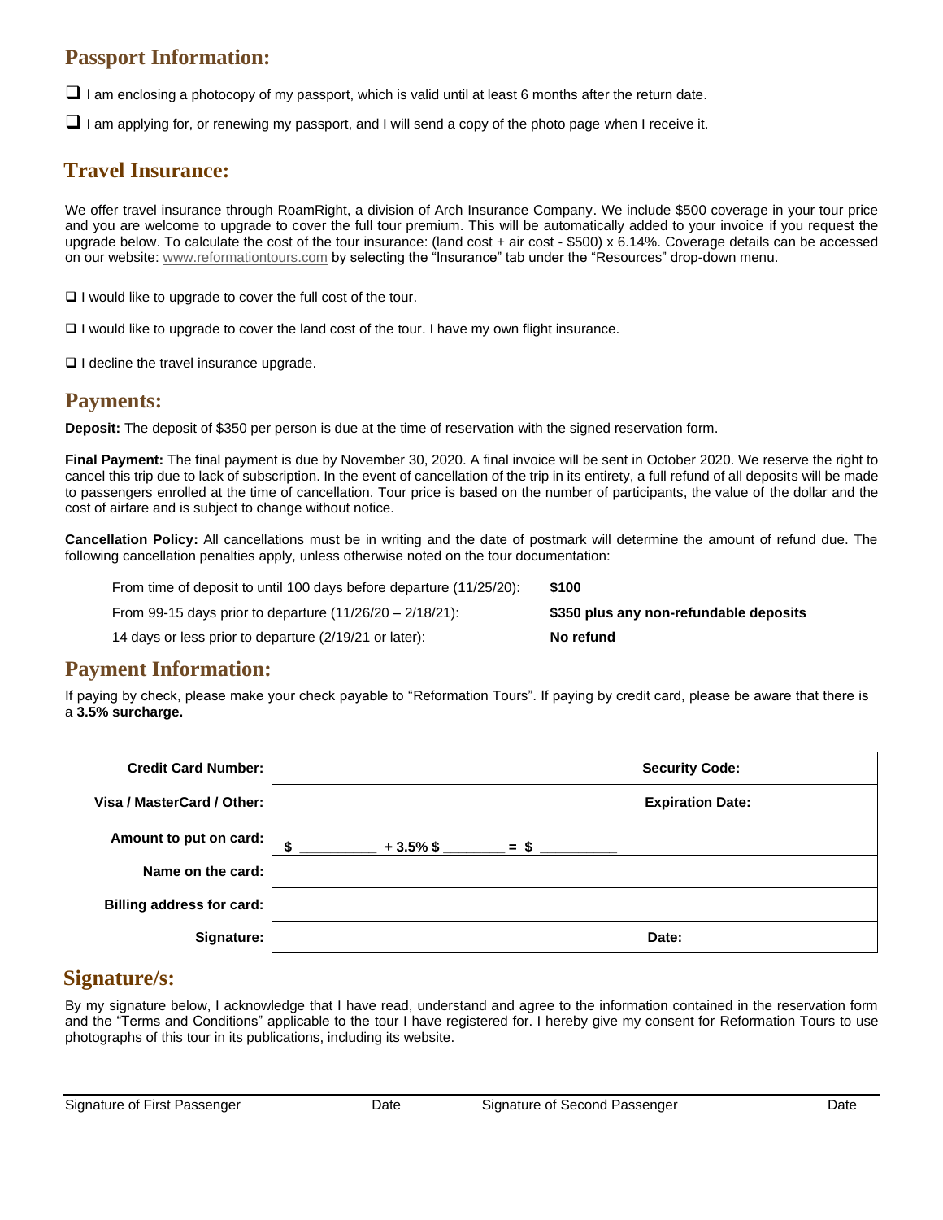## Passport Information:

- ☐ I am enclosing a photocopy of my passport, which is valid until at least 6 months after the return date.
- ☐ I am applying for, or renewing my passport, and I will send a copy of the photo page when I receive it.

## Travel Insurance:

We offer travel insurance through RoamRight, a division of Arch Insurance Company. We include $500 coverage in your tour price and you are welcome to upgrade to cover the full tour premium. This will be automatically added to your invoice if you request the upgrade below. To calculate the cost of the tour insurance: (land cost + air cost - $500) x 6.14%. Coverage details can be accessed on our website: www.reformationtours.com by selecting the "Insurance" tab under the "Resources" drop-down menu.

- ☐ I would like to upgrade to cover the full cost of the tour.
- ☐ I would like to upgrade to cover the land cost of the tour. I have my own flight insurance.
- ☐ I decline the travel insurance upgrade.

## Payments:

**Deposit:** The deposit of $350 per person is due at the time of reservation with the signed reservation form.

**Final Payment:** The final payment is due by November 30, 2020. A final invoice will be sent in October 2020. We reserve the right to cancel this trip due to lack of subscription. In the event of cancellation of the trip in its entirety, a full refund of all deposits will be made to passengers enrolled at the time of cancellation. Tour price is based on the number of participants, the value of the dollar and the cost of airfare and is subject to change without notice.

**Cancellation Policy:** All cancellations must be in writing and the date of postmark will determine the amount of refund due. The following cancellation penalties apply, unless otherwise noted on the tour documentation:

| | |
|---|---|
| From time of deposit to until 100 days before departure (11/25/20): | **$100** |
| From 99-15 days prior to departure (11/26/20 – 2/18/21): | **$350 plus any non-refundable deposits** |
| 14 days or less prior to departure (2/19/21 or later): | **No refund** |

## Payment Information:

If paying by check, please make your check payable to "Reformation Tours". If paying by credit card, please be aware that there is a **3.5% surcharge.**

| | | |
|---|---|---|
| **Credit Card Number:** | | **Security Code:** |
| **Visa / MasterCard / Other:** | | **Expiration Date:** |
| **Amount to put on card:** | **$ \_\_\_\_\_\_\_\_\_\_ + 3.5% $ \_\_\_\_\_\_\_\_ = $ \_\_\_\_\_\_\_\_\_\_** | |
| **Name on the card:** | | |
| **Billing address for card:** | | |
| **Signature:** | | **Date:** |

## Signature/s:

By my signature below, I acknowledge that I have read, understand and agree to the information contained in the reservation form and the "Terms and Conditions" applicable to the tour I have registered for. I hereby give my consent for Reformation Tours to use photographs of this tour in its publications, including its website.

Signature of First Passenger    Date    Signature of Second Passenger    Date